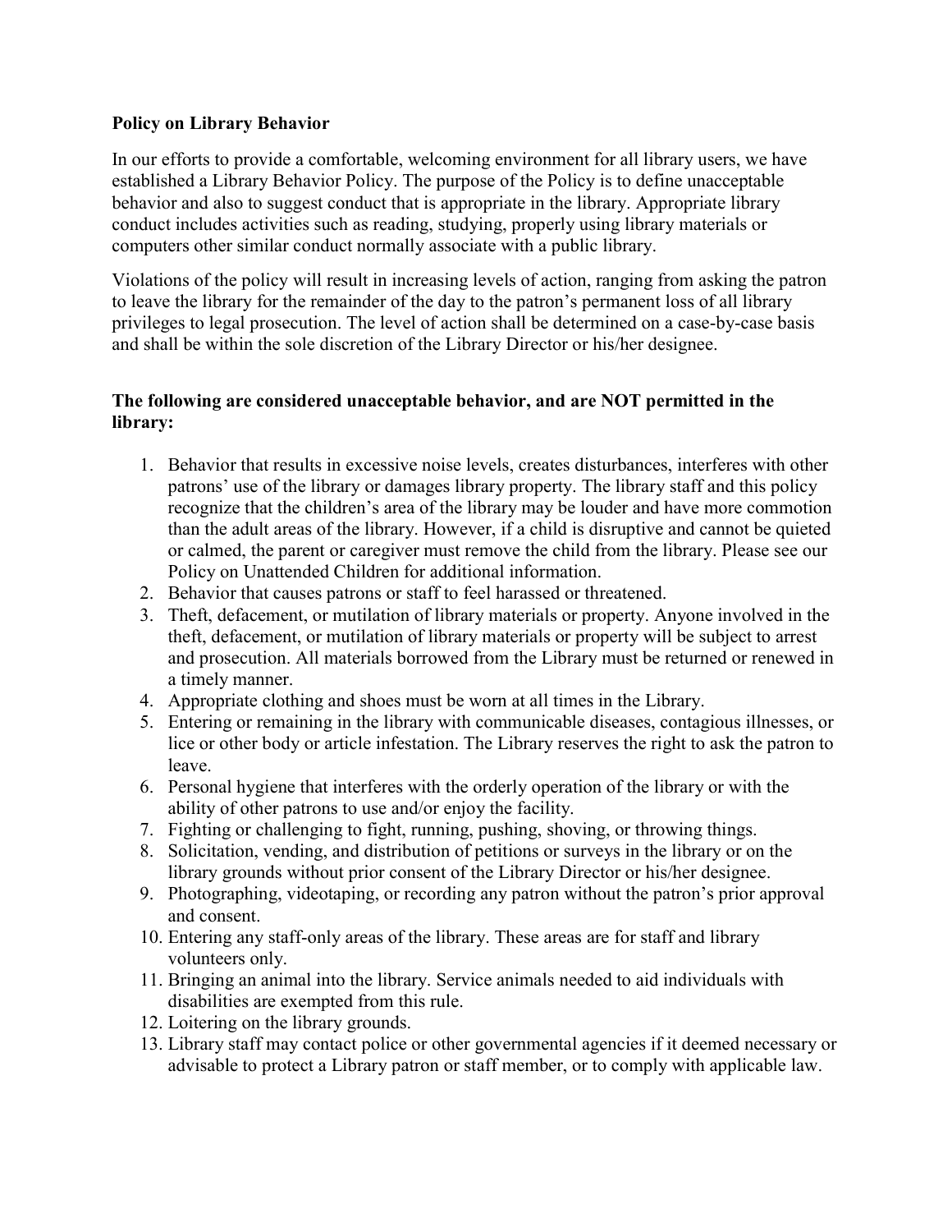**Policy on Library Behavior**

In our efforts to provide a comfortable, welcoming environment for all library users, we have established a Library Behavior Policy. The purpose of the Policy is to define unacceptable behavior and also to suggest conduct that is appropriate in the library. Appropriate library conduct includes activities such as reading, studying, properly using library materials or computers other similar conduct normally associate with a public library.

Violations of the policy will result in increasing levels of action, ranging from asking the patron to leave the library for the remainder of the day to the patron's permanent loss of all library privileges to legal prosecution. The level of action shall be determined on a case-by-case basis and shall be within the sole discretion of the Library Director or his/her designee.

**The following are considered unacceptable behavior, and are NOT permitted in the library:**

1. Behavior that results in excessive noise levels, creates disturbances, interferes with other patrons' use of the library or damages library property. The library staff and this policy recognize that the children's area of the library may be louder and have more commotion than the adult areas of the library. However, if a child is disruptive and cannot be quieted or calmed, the parent or caregiver must remove the child from the library. Please see our Policy on Unattended Children for additional information.
2. Behavior that causes patrons or staff to feel harassed or threatened.
3. Theft, defacement, or mutilation of library materials or property. Anyone involved in the theft, defacement, or mutilation of library materials or property will be subject to arrest and prosecution. All materials borrowed from the Library must be returned or renewed in a timely manner.
4. Appropriate clothing and shoes must be worn at all times in the Library.
5. Entering or remaining in the library with communicable diseases, contagious illnesses, or lice or other body or article infestation. The Library reserves the right to ask the patron to leave.
6. Personal hygiene that interferes with the orderly operation of the library or with the ability of other patrons to use and/or enjoy the facility.
7. Fighting or challenging to fight, running, pushing, shoving, or throwing things.
8. Solicitation, vending, and distribution of petitions or surveys in the library or on the library grounds without prior consent of the Library Director or his/her designee.
9. Photographing, videotaping, or recording any patron without the patron's prior approval and consent.
10. Entering any staff-only areas of the library. These areas are for staff and library volunteers only.
11. Bringing an animal into the library. Service animals needed to aid individuals with disabilities are exempted from this rule.
12. Loitering on the library grounds.
13. Library staff may contact police or other governmental agencies if it deemed necessary or advisable to protect a Library patron or staff member, or to comply with applicable law.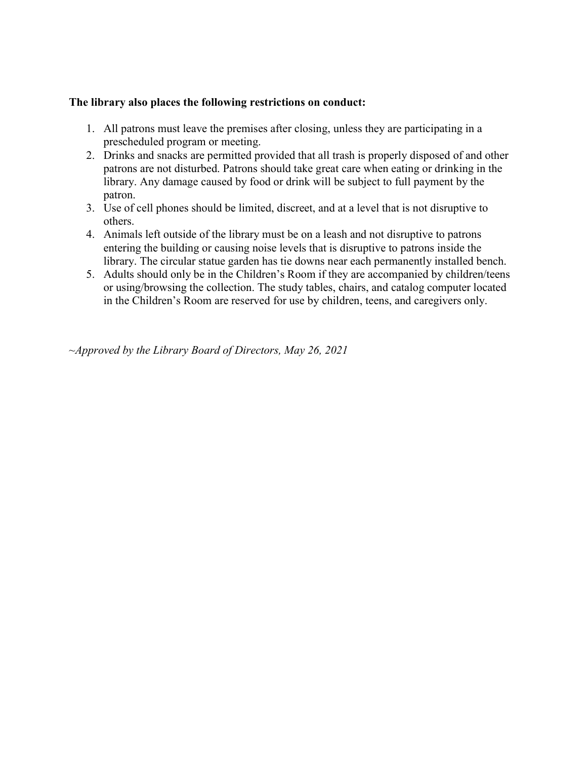**The library also places the following restrictions on conduct:**

1. All patrons must leave the premises after closing, unless they are participating in a prescheduled program or meeting.
2. Drinks and snacks are permitted provided that all trash is properly disposed of and other patrons are not disturbed. Patrons should take great care when eating or drinking in the library. Any damage caused by food or drink will be subject to full payment by the patron.
3. Use of cell phones should be limited, discreet, and at a level that is not disruptive to others.
4. Animals left outside of the library must be on a leash and not disruptive to patrons entering the building or causing noise levels that is disruptive to patrons inside the library. The circular statue garden has tie downs near each permanently installed bench.
5. Adults should only be in the Children's Room if they are accompanied by children/teens or using/browsing the collection. The study tables, chairs, and catalog computer located in the Children's Room are reserved for use by children, teens, and caregivers only.

*~Approved by the Library Board of Directors, May 26, 2021*